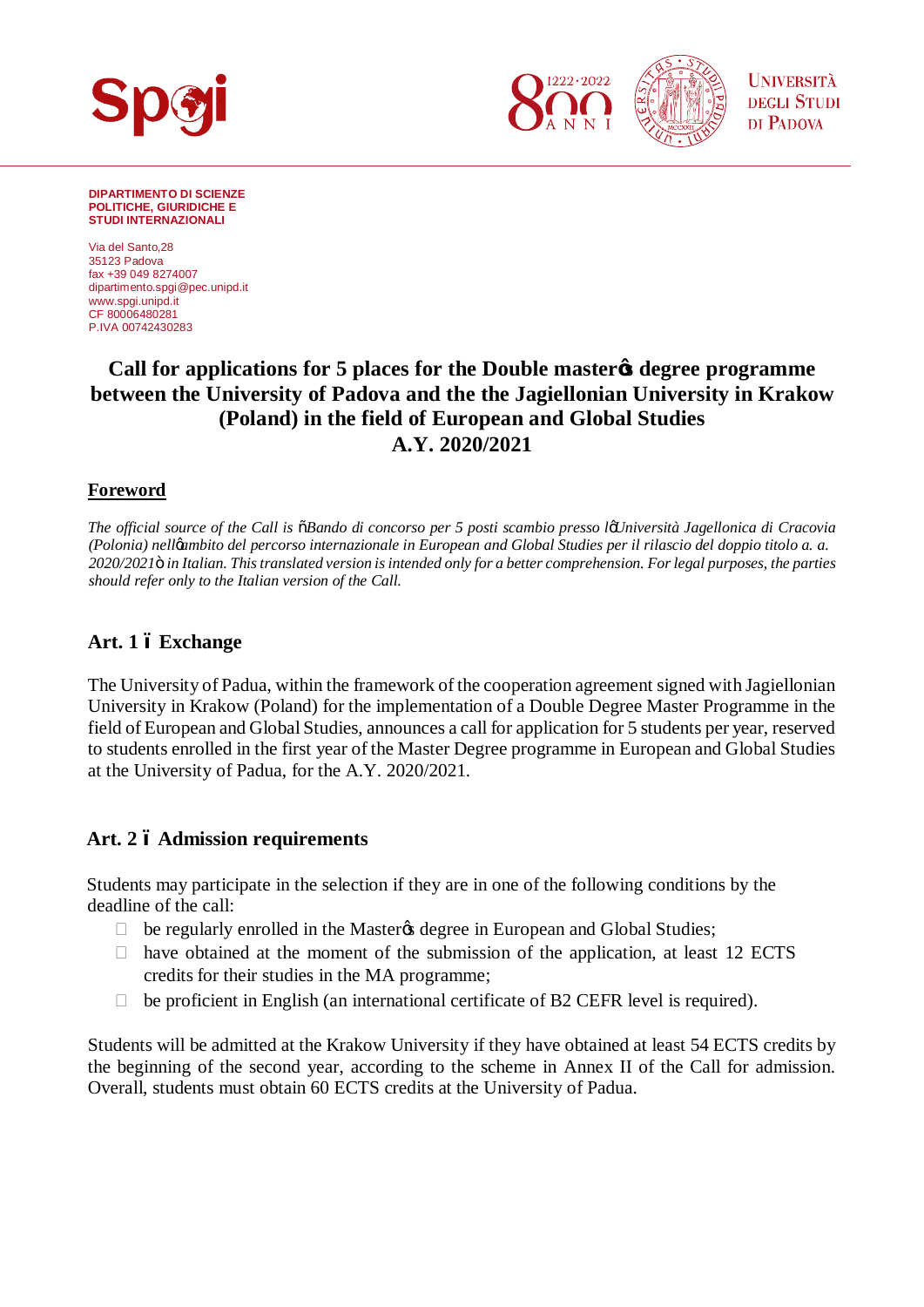DIPARTIMENTO DI SCIENZE POLITICHE, GIURIDICHE E STUDI INTERNAZIONALI

Via del Santo,28
35123 Padova
fax +39 049 8274007
dipartimento.spgi@pec.unipd.it
www.spgi.unipd.it
CF 80006480281
P.IVA 00742430283

# Call for applications for 5 places for the Double master's degree programme between the University of Padova and the the Jagiellonian University in Krakow (Poland) in the field of European and Global Studies A.Y. 2020/2021

## Foreword

*The official source of the Call is "Bando di concorso per 5 posti scambio presso l'Università Jagellonica di Cracovia (Polonia) nell'ambito del percorso internazionale in European and Global Studies per il rilascio del doppio titolo a. a. 2020/2021" in Italian. This translated version is intended only for a better comprehension. For legal purposes, the parties should refer only to the Italian version of the Call.*

## Art. 1 – Exchange

The University of Padua, within the framework of the cooperation agreement signed with Jagiellonian University in Krakow (Poland) for the implementation of a Double Degree Master Programme in the field of European and Global Studies, announces a call for application for 5 students per year, reserved to students enrolled in the first year of the Master Degree programme in European and Global Studies at the University of Padua, for the A.Y. 2020/2021.

## Art. 2 – Admission requirements

Students may participate in the selection if they are in one of the following conditions by the deadline of the call:

- be regularly enrolled in the Master's degree in European and Global Studies;
- have obtained at the moment of the submission of the application, at least 12 ECTS credits for their studies in the MA programme;
- be proficient in English (an international certificate of B2 CEFR level is required).

Students will be admitted at the Krakow University if they have obtained at least 54 ECTS credits by the beginning of the second year, according to the scheme in Annex II of the Call for admission. Overall, students must obtain 60 ECTS credits at the University of Padua.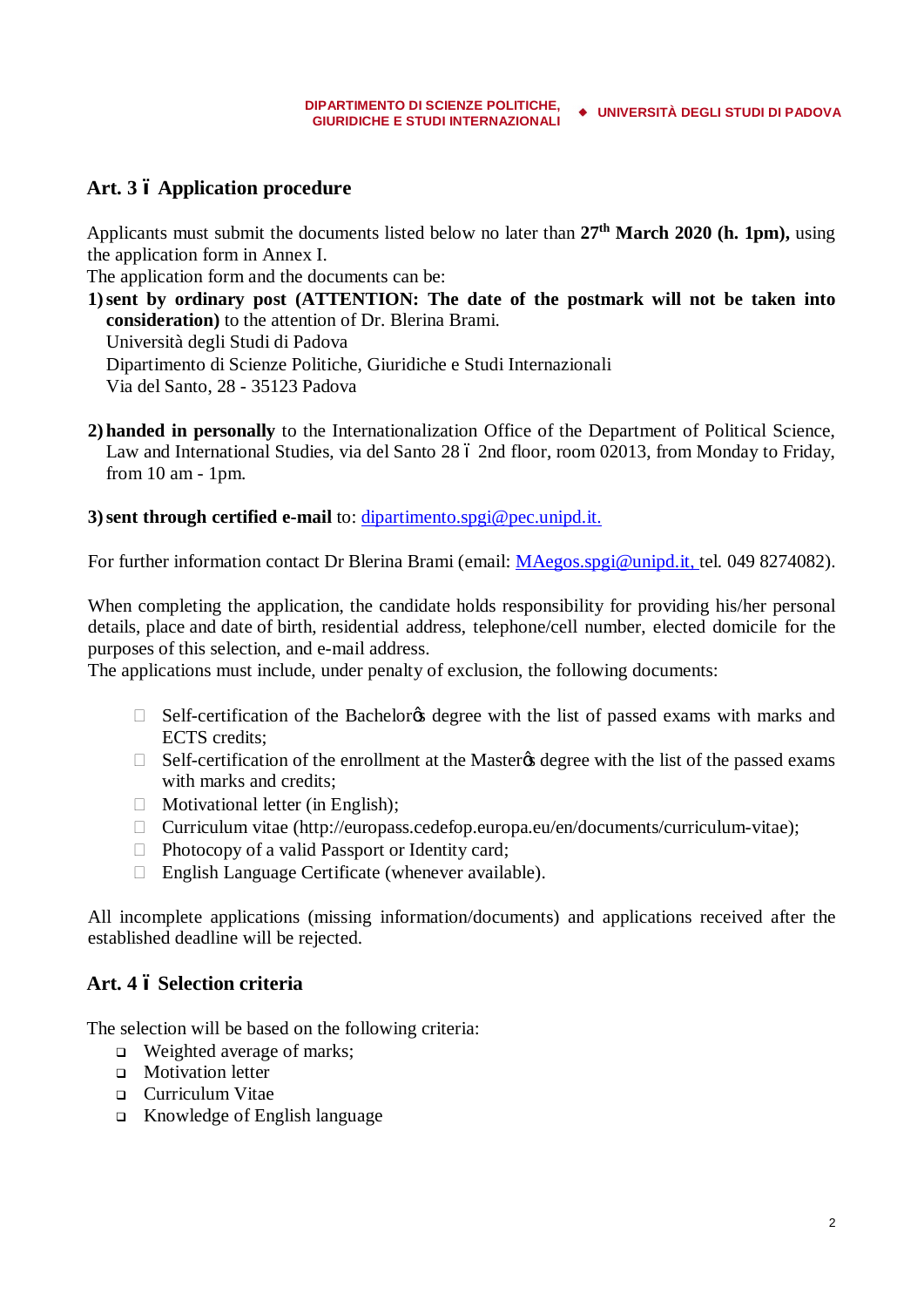## Art. 3 – Application procedure

Applicants must submit the documents listed below no later than **27th March 2020 (h. 1pm),** using the application form in Annex I.

The application form and the documents can be:

1) **sent by ordinary post (ATTENTION: The date of the postmark will not be taken into consideration)** to the attention of Dr. Blerina Brami.
   Università degli Studi di Padova
   Dipartimento di Scienze Politiche, Giuridiche e Studi Internazionali
   Via del Santo, 28 - 35123 Padova

2) **handed in personally** to the Internationalization Office of the Department of Political Science, Law and International Studies, via del Santo 28 – 2nd floor, room 02013, from Monday to Friday, from 10 am - 1pm.

3) **sent through certified e-mail** to: dipartimento.spgi@pec.unipd.it.

For further information contact Dr Blerina Brami (email: MAegos.spgi@unipd.it, tel. 049 8274082).

When completing the application, the candidate holds responsibility for providing his/her personal details, place and date of birth, residential address, telephone/cell number, elected domicile for the purposes of this selection, and e-mail address.

The applications must include, under penalty of exclusion, the following documents:

- Self-certification of the Bachelor's degree with the list of passed exams with marks and ECTS credits;
- Self-certification of the enrollment at the Master's degree with the list of the passed exams with marks and credits;
- Motivational letter (in English);
- Curriculum vitae (http://europass.cedefop.europa.eu/en/documents/curriculum-vitae);
- Photocopy of a valid Passport or Identity card;
- English Language Certificate (whenever available).

All incomplete applications (missing information/documents) and applications received after the established deadline will be rejected.

## Art. 4 – Selection criteria

The selection will be based on the following criteria:

- Weighted average of marks;
- Motivation letter
- Curriculum Vitae
- Knowledge of English language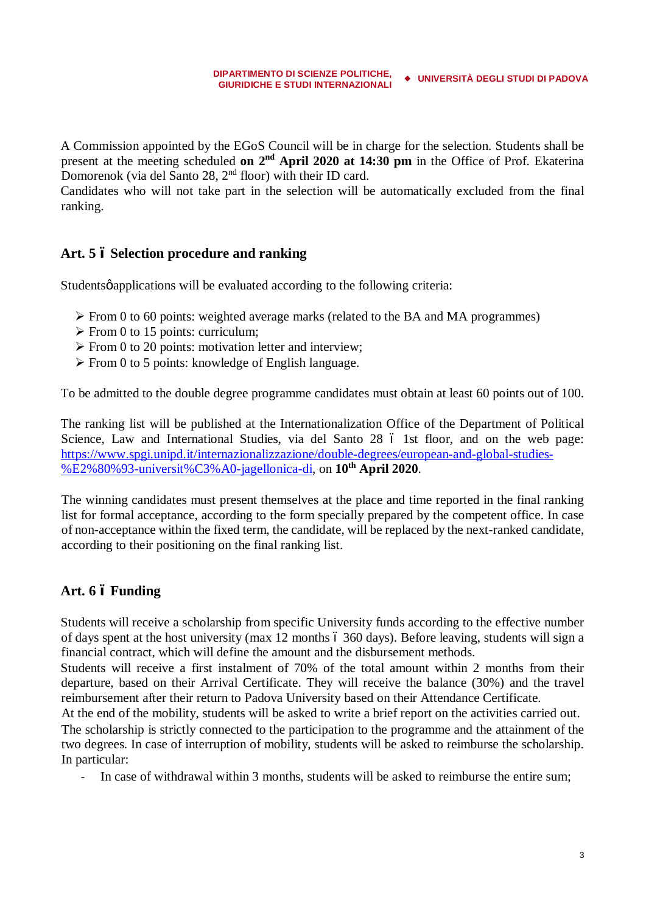A Commission appointed by the EGoS Council will be in charge for the selection. Students shall be present at the meeting scheduled **on 2nd April 2020 at 14:30 pm** in the Office of Prof. Ekaterina Domorenok (via del Santo 28, 2nd floor) with their ID card.
Candidates who will not take part in the selection will be automatically excluded from the final ranking.

## Art. 5 – Selection procedure and ranking

Students' applications will be evaluated according to the following criteria:

- From 0 to 60 points: weighted average marks (related to the BA and MA programmes)
- From 0 to 15 points: curriculum;
- From 0 to 20 points: motivation letter and interview;
- From 0 to 5 points: knowledge of English language.

To be admitted to the double degree programme candidates must obtain at least 60 points out of 100.

The ranking list will be published at the Internationalization Office of the Department of Political Science, Law and International Studies, via del Santo 28 – 1st floor, and on the web page: https://www.spgi.unipd.it/internazionalizzazione/double-degrees/european-and-global-studies-%E2%80%93-universit%C3%A0-jagellonica-di, on **10th April 2020**.

The winning candidates must present themselves at the place and time reported in the final ranking list for formal acceptance, according to the form specially prepared by the competent office. In case of non-acceptance within the fixed term, the candidate, will be replaced by the next-ranked candidate, according to their positioning on the final ranking list.

## Art. 6 – Funding

Students will receive a scholarship from specific University funds according to the effective number of days spent at the host university (max 12 months – 360 days). Before leaving, students will sign a financial contract, which will define the amount and the disbursement methods.
Students will receive a first instalment of 70% of the total amount within 2 months from their departure, based on their Arrival Certificate. They will receive the balance (30%) and the travel reimbursement after their return to Padova University based on their Attendance Certificate.
At the end of the mobility, students will be asked to write a brief report on the activities carried out.
The scholarship is strictly connected to the participation to the programme and the attainment of the two degrees. In case of interruption of mobility, students will be asked to reimburse the scholarship. In particular:

- In case of withdrawal within 3 months, students will be asked to reimburse the entire sum;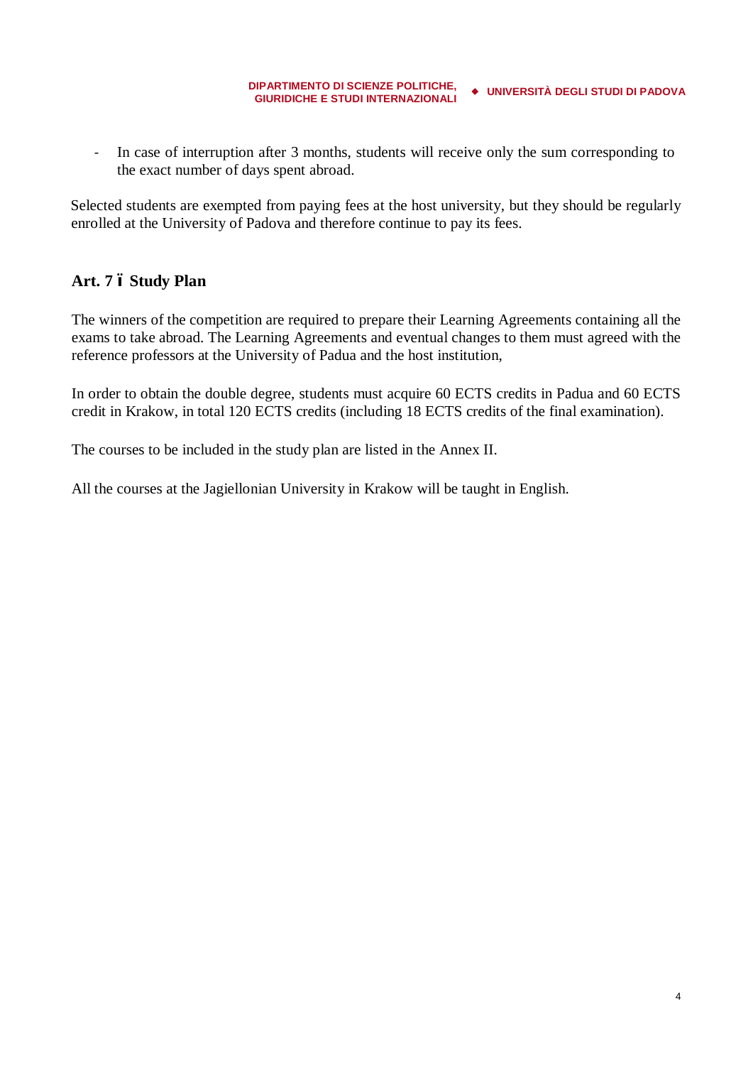- In case of interruption after 3 months, students will receive only the sum corresponding to the exact number of days spent abroad.

Selected students are exempted from paying fees at the host university, but they should be regularly enrolled at the University of Padova and therefore continue to pay its fees.

## Art. 7 ï Study Plan

The winners of the competition are required to prepare their Learning Agreements containing all the exams to take abroad. The Learning Agreements and eventual changes to them must agreed with the reference professors at the University of Padua and the host institution,

In order to obtain the double degree, students must acquire 60 ECTS credits in Padua and 60 ECTS credit in Krakow, in total 120 ECTS credits (including 18 ECTS credits of the final examination).

The courses to be included in the study plan are listed in the Annex II.

All the courses at the Jagiellonian University in Krakow will be taught in English.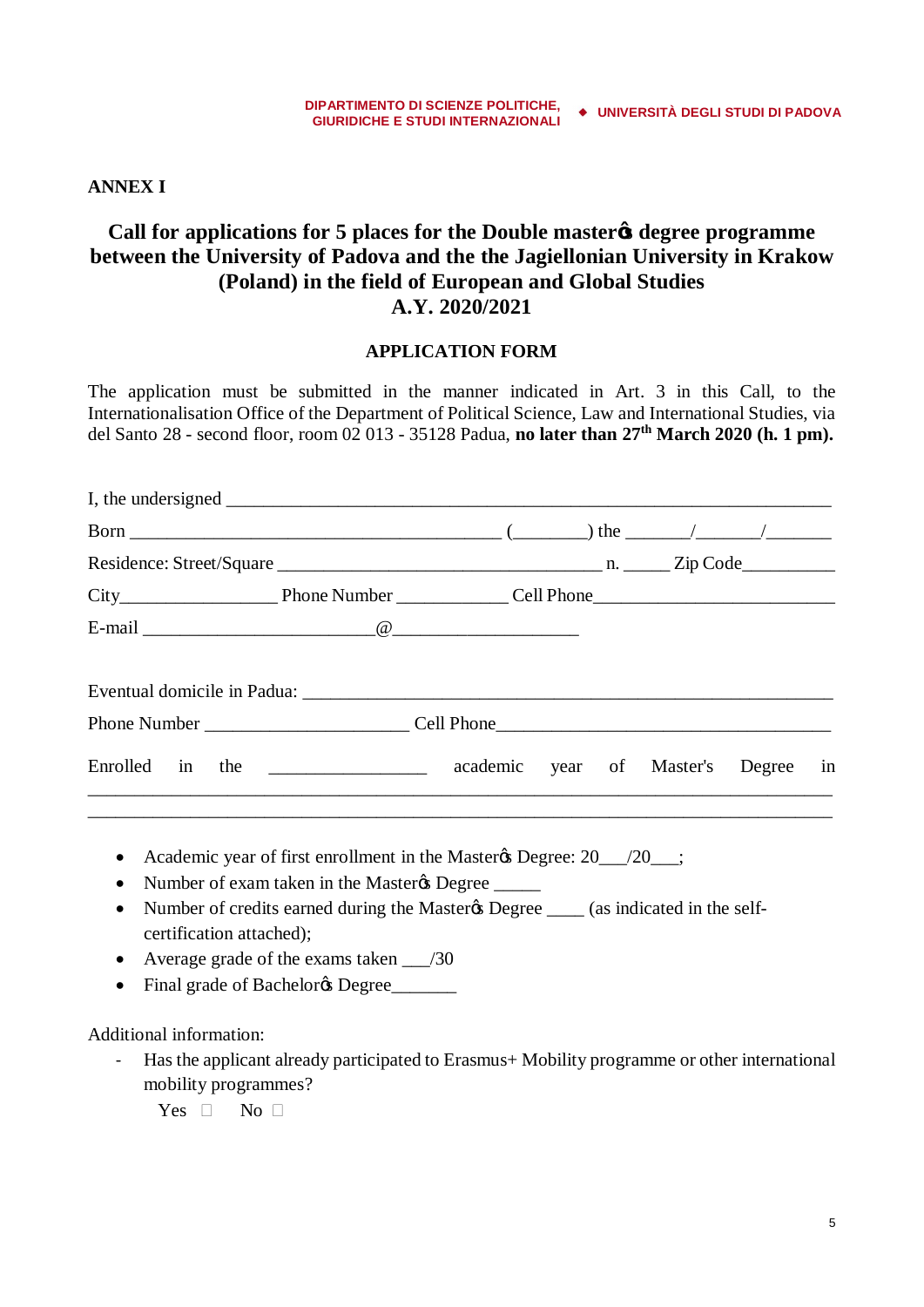**ANNEX I**

# Call for applications for 5 places for the Double master�s degree programme between the University of Padova and the the Jagiellonian University in Krakow (Poland) in the field of European and Global Studies A.Y. 2020/2021

## APPLICATION FORM

The application must be submitted in the manner indicated in Art. 3 in this Call, to the Internationalisation Office of the Department of Political Science, Law and International Studies, via del Santo 28 - second floor, room 02 013 - 35128 Padua, **no later than 27th March 2020 (h. 1 pm).**

I, the undersigned ______________________________________________________________

Born ________________________________________ (________) the _______/_______/_______

Residence: Street/Square __________________________________ n. _____ Zip Code__________

City_________________ Phone Number ____________ Cell Phone___________________________

E-mail _________________________@____________________

Eventual domicile in Padua: ___________________________________________________________

Phone Number ______________________ Cell Phone____________________________________

Enrolled in the _________________ academic year of Master's Degree in ____________________________________________________________________________
____________________________________________________________________________

- Academic year of first enrollment in the Master�s Degree: 20___/20___;
- Number of exam taken in the Master�s Degree _____
- Number of credits earned during the Master�s Degree ____ (as indicated in the self-certification attached);
- Average grade of the exams taken ___/30
- Final grade of Bachelor�s Degree_______

Additional information:

- Has the applicant already participated to Erasmus+ Mobility programme or other international mobility programmes?

  Yes ☐ No ☐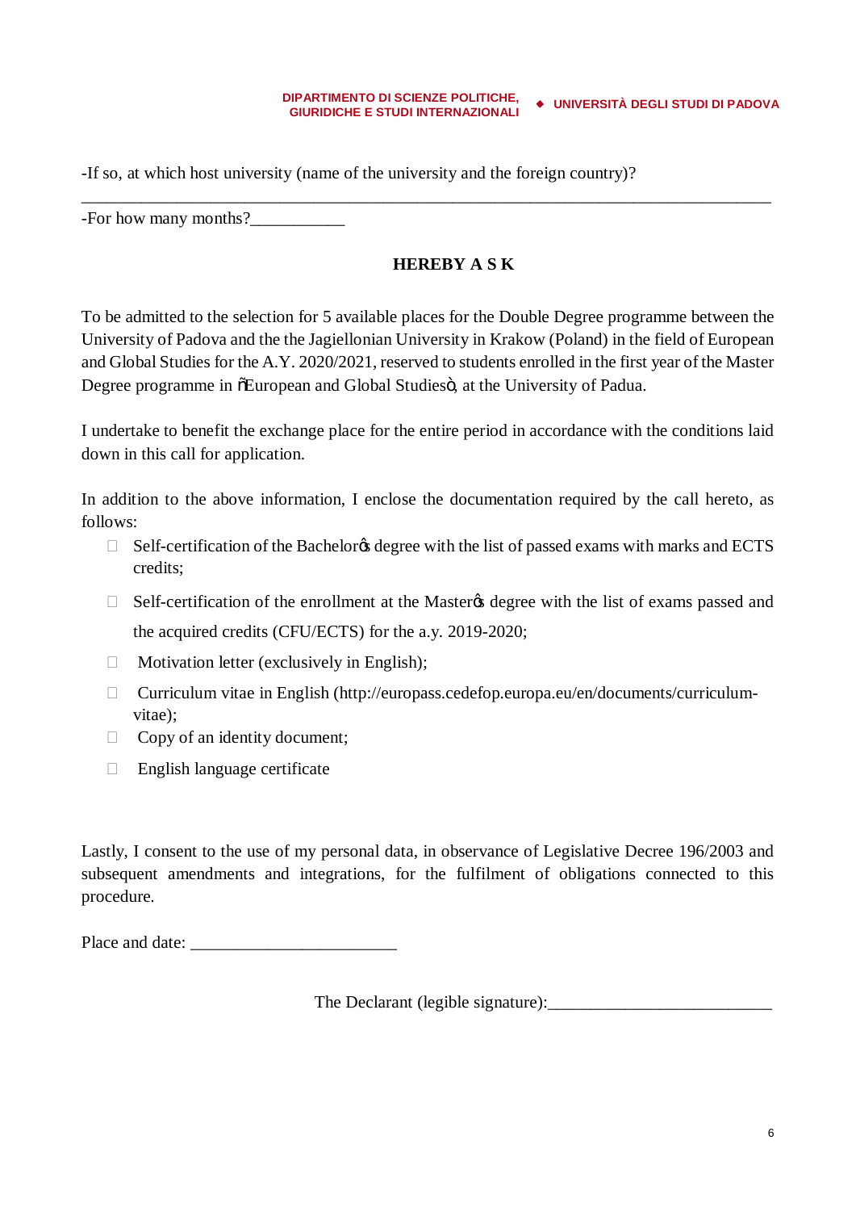-If so, at which host university (name of the university and the foreign country)?

___________________________________________________________________________

-For how many months?___________

**HEREBY A S K**

To be admitted to the selection for 5 available places for the Double Degree programme between the University of Padova and the the Jagiellonian University in Krakow (Poland) in the field of European and Global Studies for the A.Y. 2020/2021, reserved to students enrolled in the first year of the Master Degree programme in "European and Global Studies", at the University of Padua.

I undertake to benefit the exchange place for the entire period in accordance with the conditions laid down in this call for application.

In addition to the above information, I enclose the documentation required by the call hereto, as follows:

- ☐ Self-certification of the Bachelor's degree with the list of passed exams with marks and ECTS credits;
- ☐ Self-certification of the enrollment at the Master's degree with the list of exams passed and the acquired credits (CFU/ECTS) for the a.y. 2019-2020;
- ☐ Motivation letter (exclusively in English);
- ☐ Curriculum vitae in English (http://europass.cedefop.europa.eu/en/documents/curriculum-vitae);
- ☐ Copy of an identity document;
- ☐ English language certificate

Lastly, I consent to the use of my personal data, in observance of Legislative Decree 196/2003 and subsequent amendments and integrations, for the fulfilment of obligations connected to this procedure.

Place and date: ________________________

The Declarant (legible signature):__________________________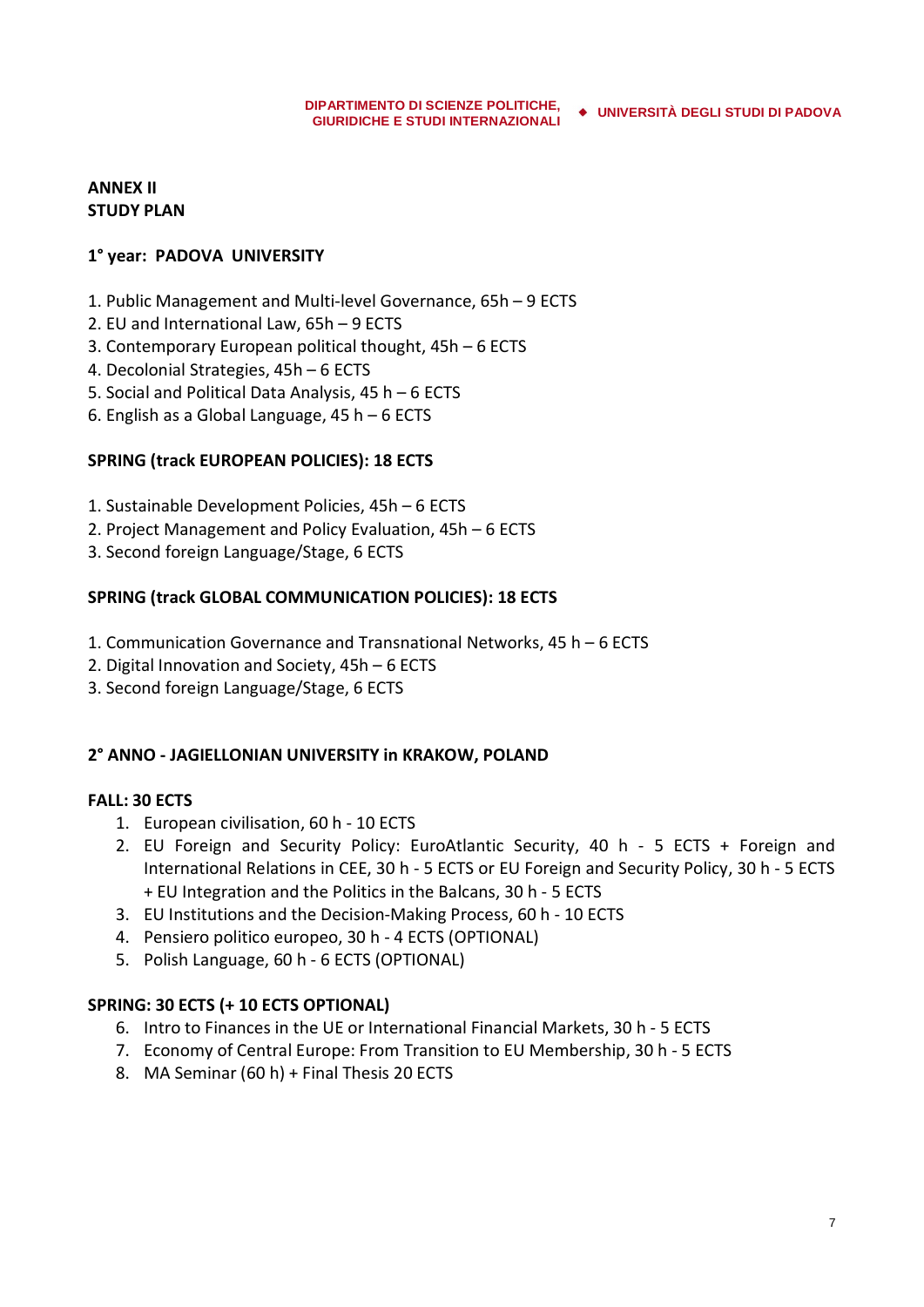**ANNEX II**
**STUDY PLAN**

**1° year: PADOVA UNIVERSITY**

1. Public Management and Multi-level Governance, 65h – 9 ECTS
2. EU and International Law, 65h – 9 ECTS
3. Contemporary European political thought, 45h – 6 ECTS
4. Decolonial Strategies, 45h – 6 ECTS
5. Social and Political Data Analysis, 45 h – 6 ECTS
6. English as a Global Language, 45 h – 6 ECTS

**SPRING (track EUROPEAN POLICIES): 18 ECTS**

1. Sustainable Development Policies, 45h – 6 ECTS
2. Project Management and Policy Evaluation, 45h – 6 ECTS
3. Second foreign Language/Stage, 6 ECTS

**SPRING (track GLOBAL COMMUNICATION POLICIES): 18 ECTS**

1. Communication Governance and Transnational Networks, 45 h – 6 ECTS
2. Digital Innovation and Society, 45h – 6 ECTS
3. Second foreign Language/Stage, 6 ECTS

**2° ANNO - JAGIELLONIAN UNIVERSITY in KRAKOW, POLAND**

**FALL: 30 ECTS**

1. European civilisation, 60 h - 10 ECTS
2. EU Foreign and Security Policy: EuroAtlantic Security, 40 h - 5 ECTS + Foreign and International Relations in CEE, 30 h - 5 ECTS or EU Foreign and Security Policy, 30 h - 5 ECTS + EU Integration and the Politics in the Balcans, 30 h - 5 ECTS
3. EU Institutions and the Decision-Making Process, 60 h - 10 ECTS
4. Pensiero politico europeo, 30 h - 4 ECTS (OPTIONAL)
5. Polish Language, 60 h - 6 ECTS (OPTIONAL)

**SPRING: 30 ECTS (+ 10 ECTS OPTIONAL)**

6. Intro to Finances in the UE or International Financial Markets, 30 h - 5 ECTS
7. Economy of Central Europe: From Transition to EU Membership, 30 h - 5 ECTS
8. MA Seminar (60 h) + Final Thesis 20 ECTS